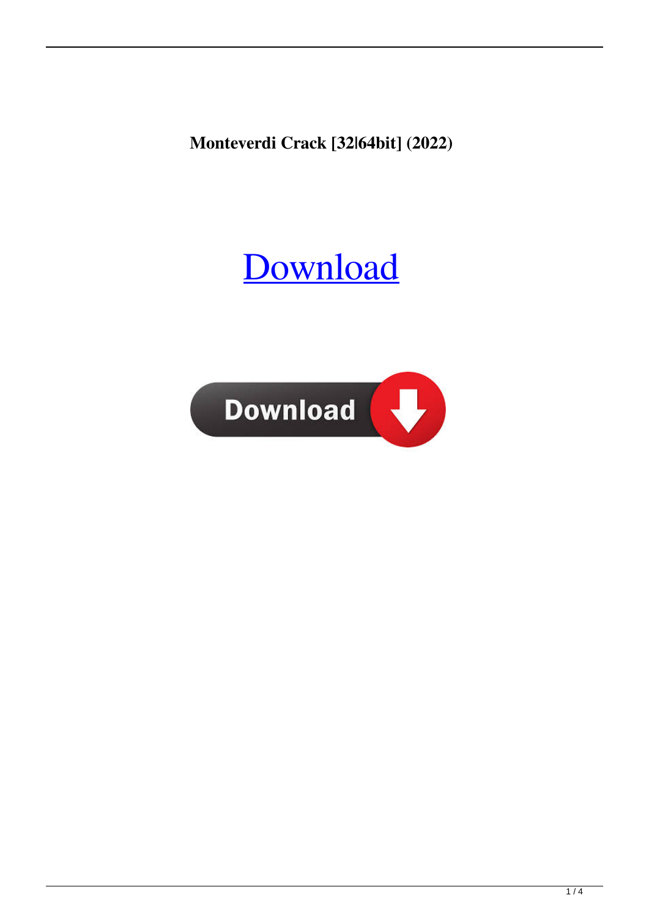**Monteverdi Crack [32|64bit] (2022)**

Download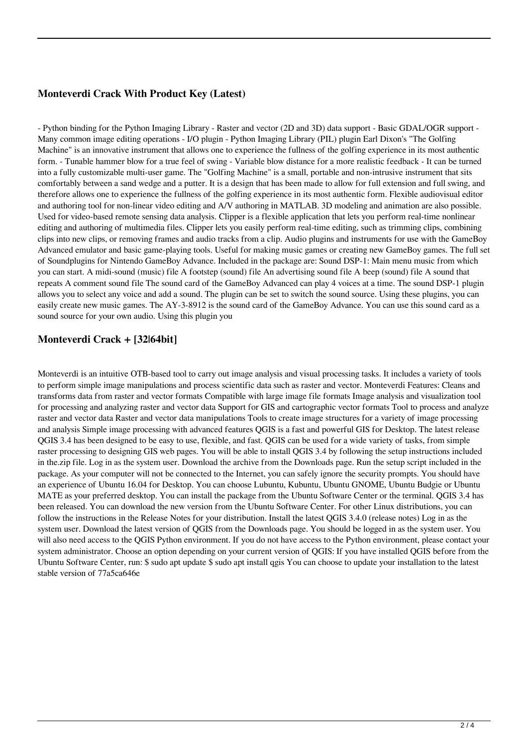## Monteverdi Crack With Product Key (Latest)

- Python binding for the Python Imaging Library - Raster and vector (2D and 3D) data support - Basic GDAL/OGR support - Many common image editing operations - I/O plugin - Python Imaging Library (PIL) plugin Earl Dixon's "The Golfing Machine" is an innovative instrument that allows one to experience the fullness of the golfing experience in its most authentic form. - Tunable hammer blow for a true feel of swing - Variable blow distance for a more realistic feedback - It can be turned into a fully customizable multi-user game. The "Golfing Machine" is a small, portable and non-intrusive instrument that sits comfortably between a sand wedge and a putter. It is a design that has been made to allow for full extension and full swing, and therefore allows one to experience the fullness of the golfing experience in its most authentic form. Flexible audiovisual editor and authoring tool for non-linear video editing and A/V authoring in MATLAB. 3D modeling and animation are also possible. Used for video-based remote sensing data analysis. Clipper is a flexible application that lets you perform real-time nonlinear editing and authoring of multimedia files. Clipper lets you easily perform real-time editing, such as trimming clips, combining clips into new clips, or removing frames and audio tracks from a clip. Audio plugins and instruments for use with the GameBoy Advanced emulator and basic game-playing tools. Useful for making music games or creating new GameBoy games. The full set of Soundplugins for Nintendo GameBoy Advance. Included in the package are: Sound DSP-1: Main menu music from which you can start. A midi-sound (music) file A footstep (sound) file An advertising sound file A beep (sound) file A sound that repeats A comment sound file The sound card of the GameBoy Advanced can play 4 voices at a time. The sound DSP-1 plugin allows you to select any voice and add a sound. The plugin can be set to switch the sound source. Using these plugins, you can easily create new music games. The AY-3-8912 is the sound card of the GameBoy Advance. You can use this sound card as a sound source for your own audio. Using this plugin you

## Monteverdi Crack + [32|64bit]

Monteverdi is an intuitive OTB-based tool to carry out image analysis and visual processing tasks. It includes a variety of tools to perform simple image manipulations and process scientific data such as raster and vector. Monteverdi Features: Cleans and transforms data from raster and vector formats Compatible with large image file formats Image analysis and visualization tool for processing and analyzing raster and vector data Support for GIS and cartographic vector formats Tool to process and analyze raster and vector data Raster and vector data manipulations Tools to create image structures for a variety of image processing and analysis Simple image processing with advanced features QGIS is a fast and powerful GIS for Desktop. The latest release QGIS 3.4 has been designed to be easy to use, flexible, and fast. QGIS can be used for a wide variety of tasks, from simple raster processing to designing GIS web pages. You will be able to install QGIS 3.4 by following the setup instructions included in the.zip file. Log in as the system user. Download the archive from the Downloads page. Run the setup script included in the package. As your computer will not be connected to the Internet, you can safely ignore the security prompts. You should have an experience of Ubuntu 16.04 for Desktop. You can choose Lubuntu, Kubuntu, Ubuntu GNOME, Ubuntu Budgie or Ubuntu MATE as your preferred desktop. You can install the package from the Ubuntu Software Center or the terminal. QGIS 3.4 has been released. You can download the new version from the Ubuntu Software Center. For other Linux distributions, you can follow the instructions in the Release Notes for your distribution. Install the latest QGIS 3.4.0 (release notes) Log in as the system user. Download the latest version of QGIS from the Downloads page. You should be logged in as the system user. You will also need access to the QGIS Python environment. If you do not have access to the Python environment, please contact your system administrator. Choose an option depending on your current version of QGIS: If you have installed QGIS before from the Ubuntu Software Center, run: $ sudo apt update $ sudo apt install qgis You can choose to update your installation to the latest stable version of 77a5ca646e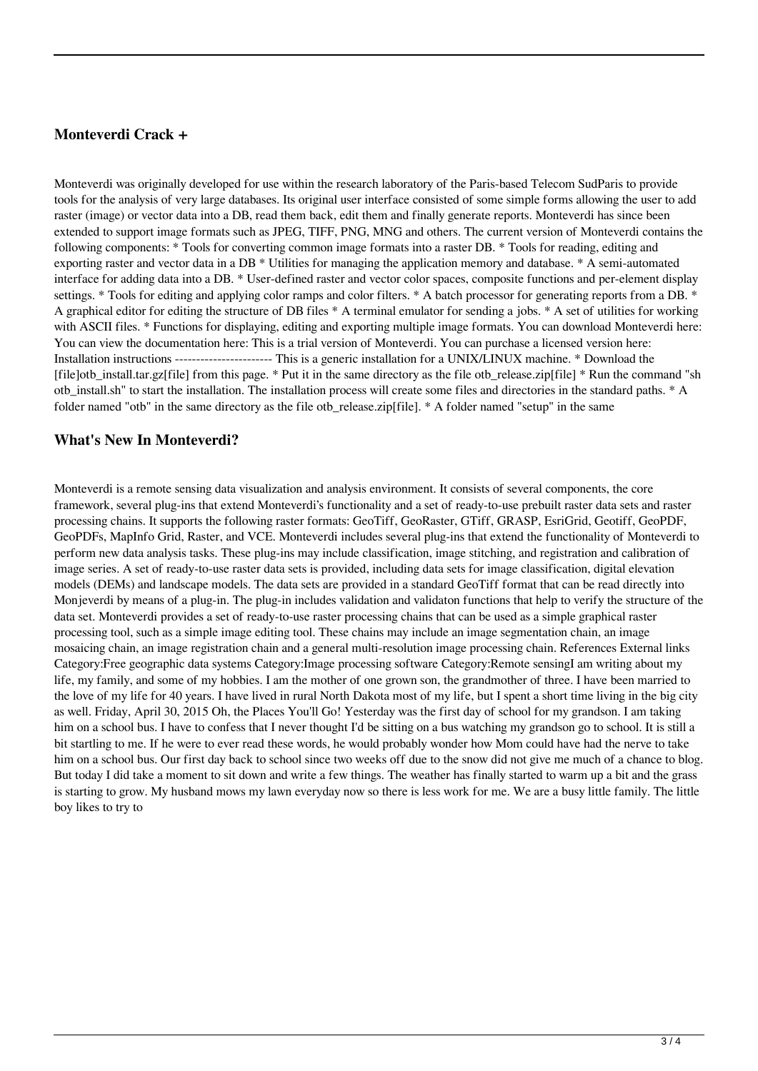## Monteverdi Crack +

Monteverdi was originally developed for use within the research laboratory of the Paris-based Telecom SudParis to provide tools for the analysis of very large databases. Its original user interface consisted of some simple forms allowing the user to add raster (image) or vector data into a DB, read them back, edit them and finally generate reports. Monteverdi has since been extended to support image formats such as JPEG, TIFF, PNG, MNG and others. The current version of Monteverdi contains the following components: * Tools for converting common image formats into a raster DB. * Tools for reading, editing and exporting raster and vector data in a DB * Utilities for managing the application memory and database. * A semi-automated interface for adding data into a DB. * User-defined raster and vector color spaces, composite functions and per-element display settings. * Tools for editing and applying color ramps and color filters. * A batch processor for generating reports from a DB. * A graphical editor for editing the structure of DB files * A terminal emulator for sending a jobs. * A set of utilities for working with ASCII files. * Functions for displaying, editing and exporting multiple image formats. You can download Monteverdi here: You can view the documentation here: This is a trial version of Monteverdi. You can purchase a licensed version here: Installation instructions ----------------------- This is a generic installation for a UNIX/LINUX machine. * Download the [file]otb_install.tar.gz[file] from this page. * Put it in the same directory as the file otb_release.zip[file] * Run the command "sh otb_install.sh" to start the installation. The installation process will create some files and directories in the standard paths. * A folder named "otb" in the same directory as the file otb_release.zip[file]. * A folder named "setup" in the same

## What's New In Monteverdi?

Monteverdi is a remote sensing data visualization and analysis environment. It consists of several components, the core framework, several plug-ins that extend Monteverdi's functionality and a set of ready-to-use prebuilt raster data sets and raster processing chains. It supports the following raster formats: GeoTiff, GeoRaster, GTiff, GRASP, EsriGrid, Geotiff, GeoPDF, GeoPDFs, MapInfo Grid, Raster, and VCE. Monteverdi includes several plug-ins that extend the functionality of Monteverdi to perform new data analysis tasks. These plug-ins may include classification, image stitching, and registration and calibration of image series. A set of ready-to-use raster data sets is provided, including data sets for image classification, digital elevation models (DEMs) and landscape models. The data sets are provided in a standard GeoTiff format that can be read directly into Monjeverdi by means of a plug-in. The plug-in includes validation and validaton functions that help to verify the structure of the data set. Monteverdi provides a set of ready-to-use raster processing chains that can be used as a simple graphical raster processing tool, such as a simple image editing tool. These chains may include an image segmentation chain, an image mosaicing chain, an image registration chain and a general multi-resolution image processing chain. References External links Category:Free geographic data systems Category:Image processing software Category:Remote sensingI am writing about my life, my family, and some of my hobbies. I am the mother of one grown son, the grandmother of three. I have been married to the love of my life for 40 years. I have lived in rural North Dakota most of my life, but I spent a short time living in the big city as well. Friday, April 30, 2015 Oh, the Places You'll Go! Yesterday was the first day of school for my grandson. I am taking him on a school bus. I have to confess that I never thought I'd be sitting on a bus watching my grandson go to school. It is still a bit startling to me. If he were to ever read these words, he would probably wonder how Mom could have had the nerve to take him on a school bus. Our first day back to school since two weeks off due to the snow did not give me much of a chance to blog. But today I did take a moment to sit down and write a few things. The weather has finally started to warm up a bit and the grass is starting to grow. My husband mows my lawn everyday now so there is less work for me. We are a busy little family. The little boy likes to try to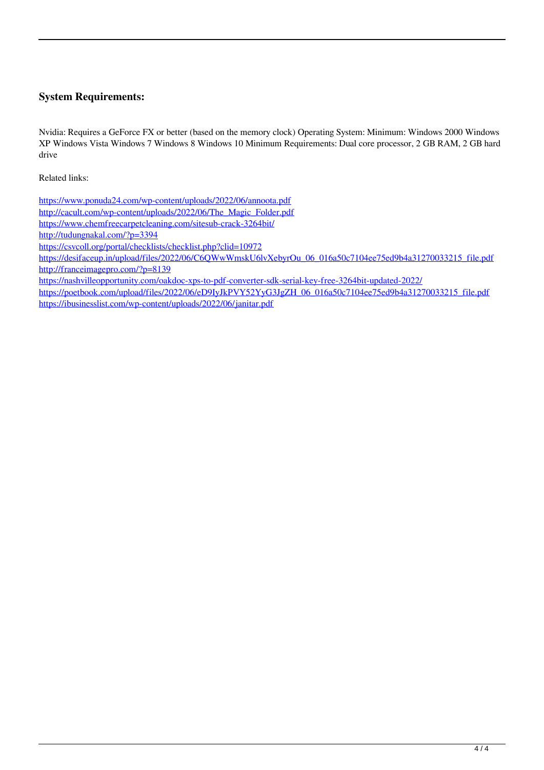## System Requirements:

Nvidia: Requires a GeForce FX or better (based on the memory clock) Operating System: Minimum: Windows 2000 Windows XP Windows Vista Windows 7 Windows 8 Windows 10 Minimum Requirements: Dual core processor, 2 GB RAM, 2 GB hard drive

Related links:

https://www.ponuda24.com/wp-content/uploads/2022/06/annoota.pdf
http://cacult.com/wp-content/uploads/2022/06/The_Magic_Folder.pdf
https://www.chemfreecarpetcleaning.com/sitesub-crack-3264bit/
http://tudungnakal.com/?p=3394
https://csvcoll.org/portal/checklists/checklist.php?clid=10972
https://desifaceup.in/upload/files/2022/06/C6QWwWmskU6lvXebyrOu_06_016a50c7104ee75ed9b4a31270033215_file.pdf
http://franceimagepro.com/?p=8139
https://nashvilleopportunity.com/oakdoc-xps-to-pdf-converter-sdk-serial-key-free-3264bit-updated-2022/
https://poetbook.com/upload/files/2022/06/eD9IyJkPVY52YyG3JgZH_06_016a50c7104ee75ed9b4a31270033215_file.pdf
https://ibusinesslist.com/wp-content/uploads/2022/06/janitar.pdf